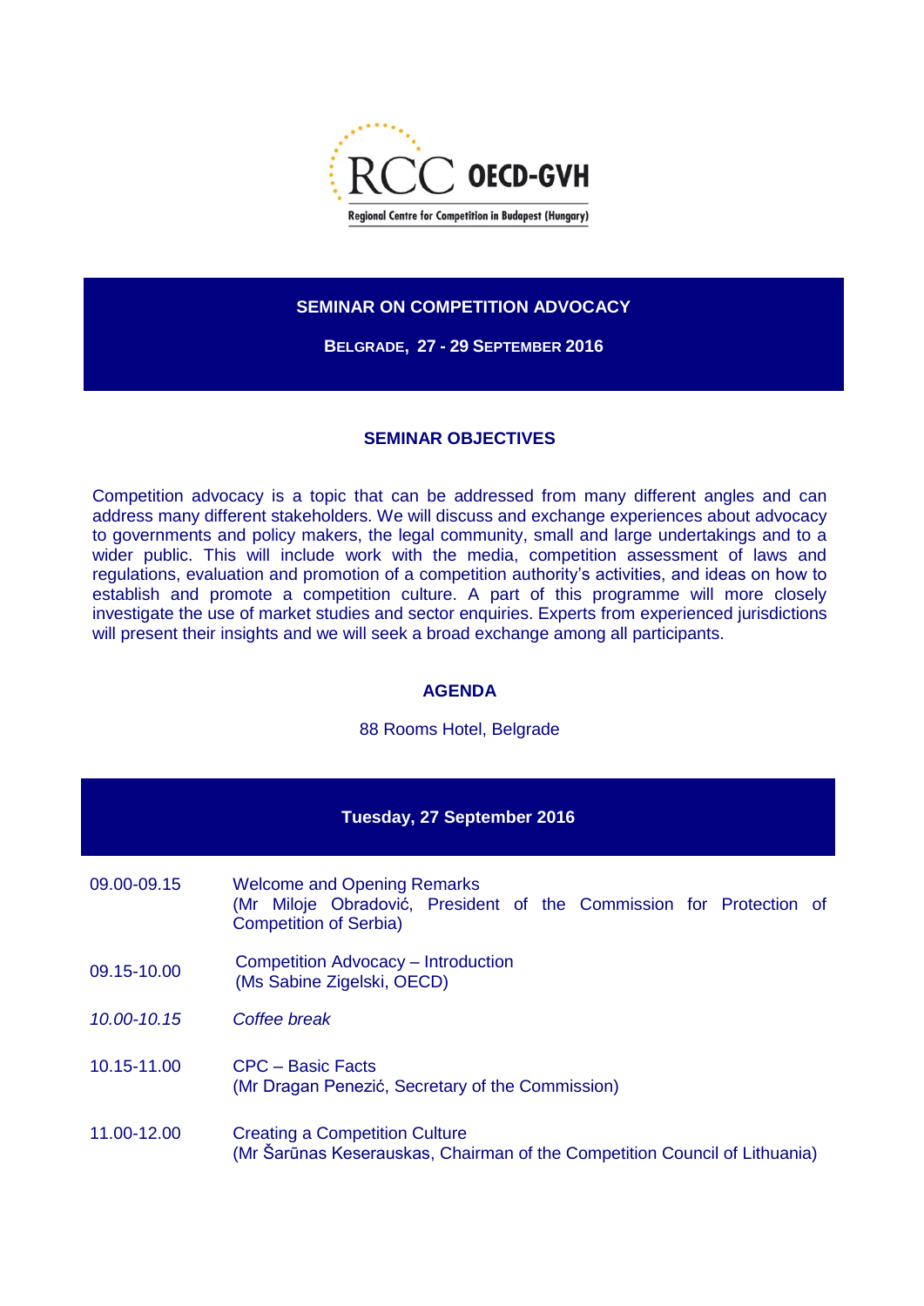RCC OECD-GVH

Regional Centre for Competition in Budapest (Hungary)

# SEMINAR ON COMPETITION ADVOCACY

**BELGRADE, 27 - 29 SEPTEMBER 2016**

## SEMINAR OBJECTIVES

Competition advocacy is a topic that can be addressed from many different angles and can address many different stakeholders. We will discuss and exchange experiences about advocacy to governments and policy makers, the legal community, small and large undertakings and to a wider public. This will include work with the media, competition assessment of laws and regulations, evaluation and promotion of a competition authority's activities, and ideas on how to establish and promote a competition culture. A part of this programme will more closely investigate the use of market studies and sector enquiries. Experts from experienced jurisdictions will present their insights and we will seek a broad exchange among all participants.

## AGENDA

88 Rooms Hotel, Belgrade

### Tuesday, 27 September 2016

| | |
|---|---|
| 09.00-09.15 | Welcome and Opening Remarks<br>(Mr Miloje Obradović, President of the Commission for Protection of Competition of Serbia) |
| 09.15-10.00 | Competition Advocacy – Introduction<br>(Ms Sabine Zigelski, OECD) |
| *10.00-10.15* | *Coffee break* |
| 10.15-11.00 | CPC – Basic Facts<br>(Mr Dragan Penezić, Secretary of the Commission) |
| 11.00-12.00 | Creating a Competition Culture<br>(Mr Šarūnas Keserauskas, Chairman of the Competition Council of Lithuania) |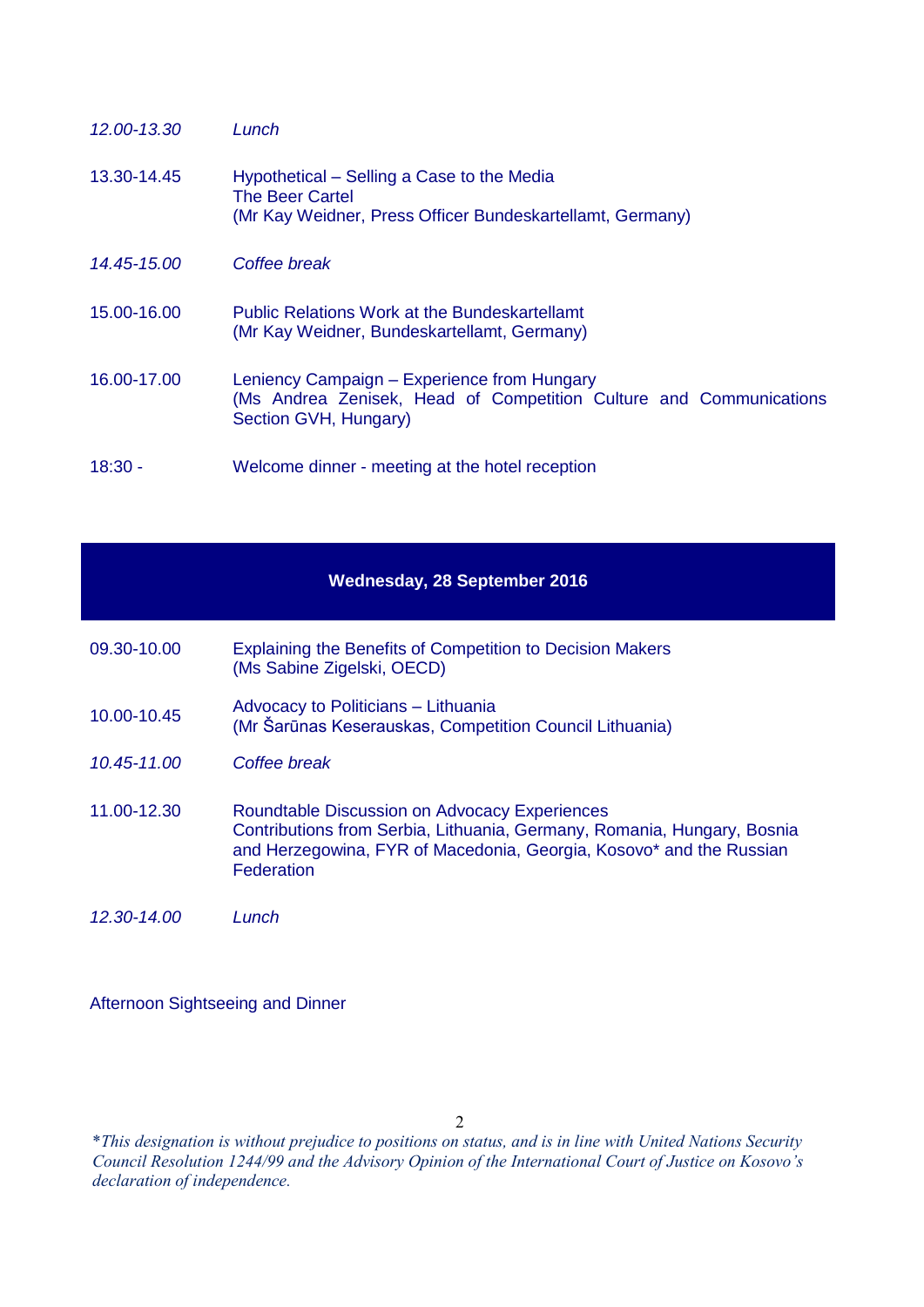| | |
|---|---|
| *12.00-13.30* | *Lunch* |
| 13.30-14.45 | Hypothetical – Selling a Case to the Media<br>The Beer Cartel<br>(Mr Kay Weidner, Press Officer Bundeskartellamt, Germany) |
| *14.45-15.00* | *Coffee break* |
| 15.00-16.00 | Public Relations Work at the Bundeskartellamt<br>(Mr Kay Weidner, Bundeskartellamt, Germany) |
| 16.00-17.00 | Leniency Campaign – Experience from Hungary<br>(Ms Andrea Zenisek, Head of Competition Culture and Communications Section GVH, Hungary) |
| 18:30 - | Welcome dinner - meeting at the hotel reception |

## Wednesday, 28 September 2016

| | |
|---|---|
| 09.30-10.00 | Explaining the Benefits of Competition to Decision Makers<br>(Ms Sabine Zigelski, OECD) |
| 10.00-10.45 | Advocacy to Politicians – Lithuania<br>(Mr Šarūnas Keserauskas, Competition Council Lithuania) |
| *10.45-11.00* | *Coffee break* |
| 11.00-12.30 | Roundtable Discussion on Advocacy Experiences<br>Contributions from Serbia, Lithuania, Germany, Romania, Hungary, Bosnia and Herzegowina, FYR of Macedonia, Georgia, Kosovo* and the Russian Federation |
| *12.30-14.00* | *Lunch* |

Afternoon Sightseeing and Dinner

*\*This designation is without prejudice to positions on status, and is in line with United Nations Security Council Resolution 1244/99 and the Advisory Opinion of the International Court of Justice on Kosovo's declaration of independence.*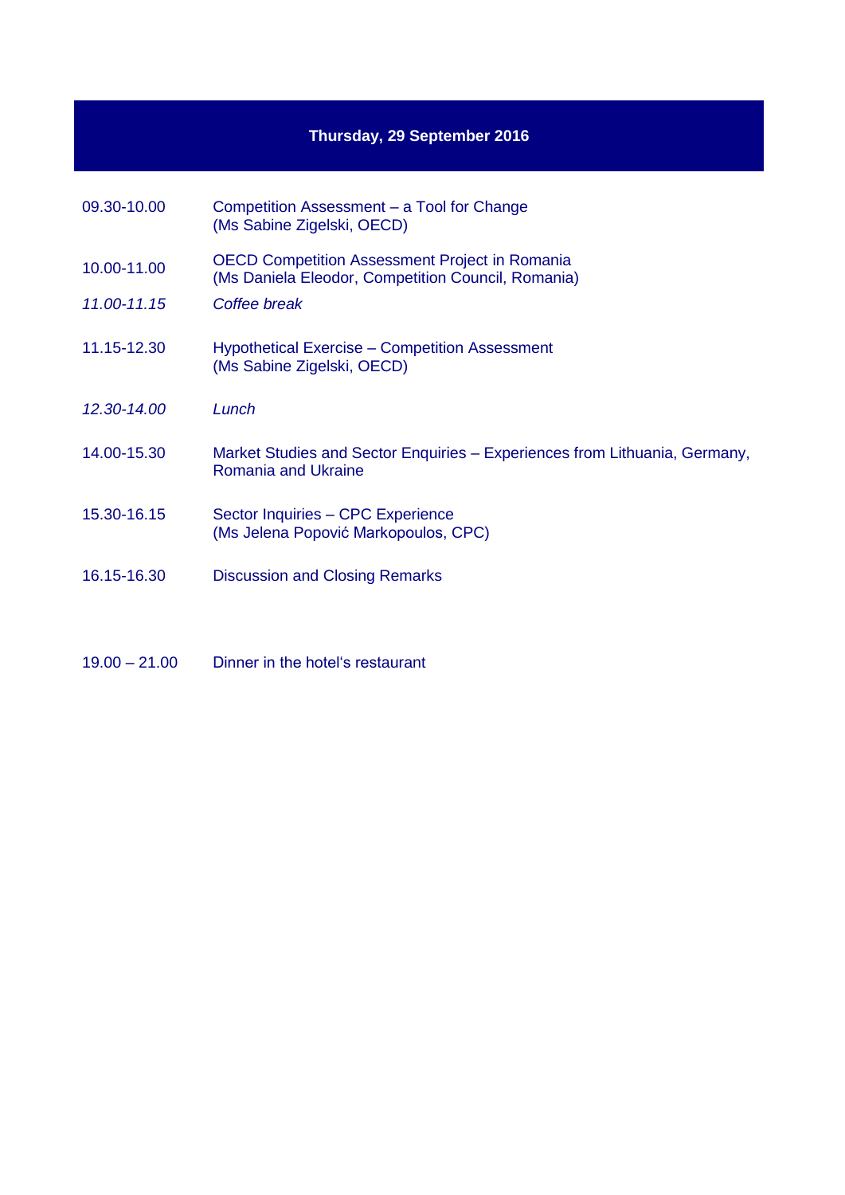## Thursday, 29 September 2016

| | |
|---|---|
| 09.30-10.00 | Competition Assessment – a Tool for Change<br>(Ms Sabine Zigelski, OECD) |
| 10.00-11.00 | OECD Competition Assessment Project in Romania<br>(Ms Daniela Eleodor, Competition Council, Romania) |
| *11.00-11.15* | *Coffee break* |
| 11.15-12.30 | Hypothetical Exercise – Competition Assessment<br>(Ms Sabine Zigelski, OECD) |
| *12.30-14.00* | *Lunch* |
| 14.00-15.30 | Market Studies and Sector Enquiries – Experiences from Lithuania, Germany, Romania and Ukraine |
| 15.30-16.15 | Sector Inquiries – CPC Experience<br>(Ms Jelena Popović Markopoulos, CPC) |
| 16.15-16.30 | Discussion and Closing Remarks |
| 19.00 – 21.00 | Dinner in the hotel's restaurant |